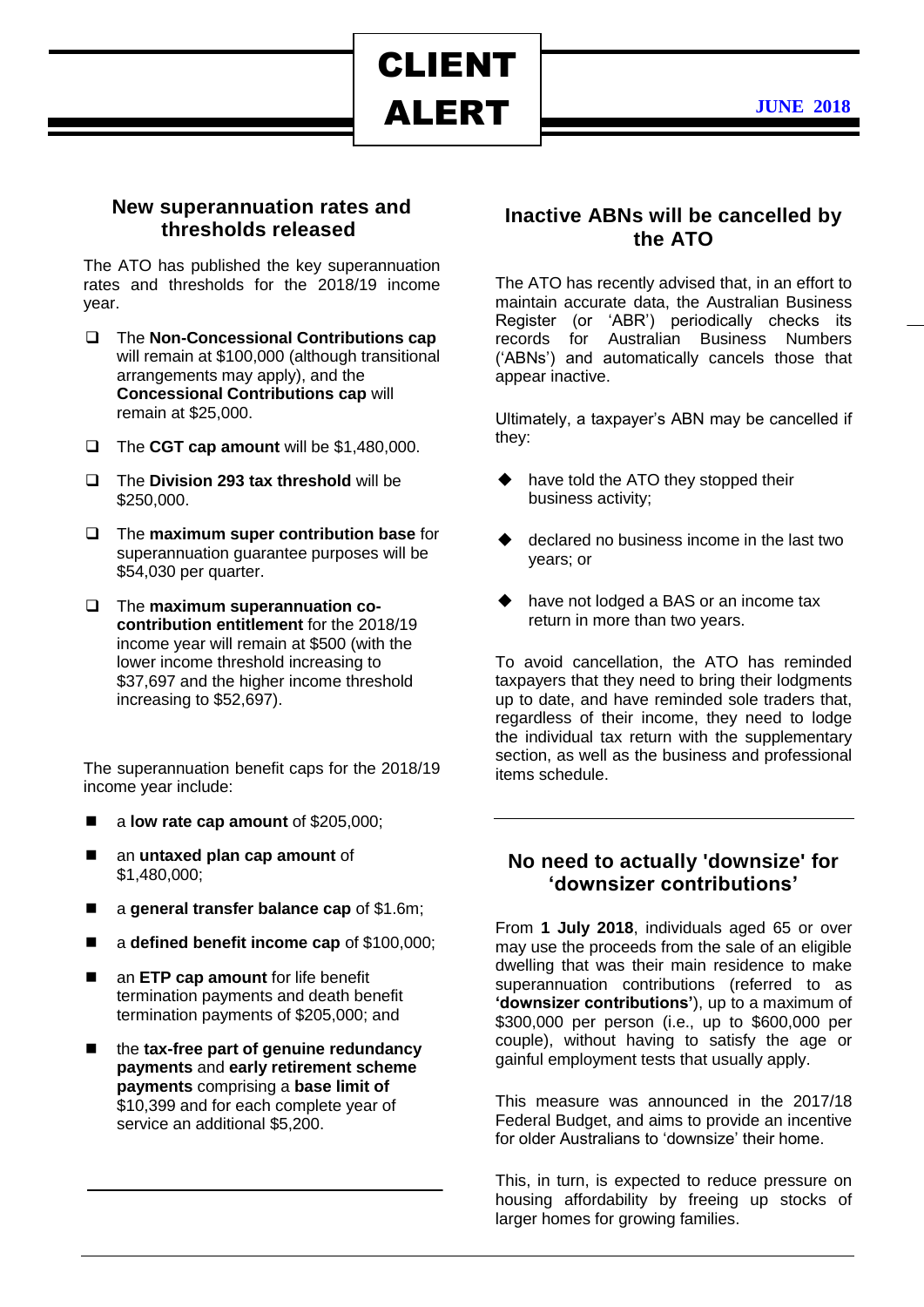# CLIENT ALERT

**JUNE 2018**

## New superannuation rates and thresholds released

The ATO has published the key superannuation rates and thresholds for the 2018/19 income year.

- The **Non-Concessional Contributions cap** will remain at $100,000 (although transitional arrangements may apply), and the **Concessional Contributions cap** will remain at $25,000.
- The **CGT cap amount** will be $1,480,000.
- The **Division 293 tax threshold** will be $250,000.
- The **maximum super contribution base** for superannuation guarantee purposes will be $54,030 per quarter.
- The **maximum superannuation co-contribution entitlement** for the 2018/19 income year will remain at $500 (with the lower income threshold increasing to $37,697 and the higher income threshold increasing to $52,697).

The superannuation benefit caps for the 2018/19 income year include:

- a **low rate cap amount** of $205,000;
- an **untaxed plan cap amount** of $1,480,000;
- a **general transfer balance cap** of $1.6m;
- a **defined benefit income cap** of $100,000;
- an **ETP cap amount** for life benefit termination payments and death benefit termination payments of $205,000; and
- the **tax-free part of genuine redundancy payments** and **early retirement scheme payments** comprising a **base limit of** $10,399 and for each complete year of service an additional $5,200.

## Inactive ABNs will be cancelled by the ATO

The ATO has recently advised that, in an effort to maintain accurate data, the Australian Business Register (or 'ABR') periodically checks its records for Australian Business Numbers ('ABNs') and automatically cancels those that appear inactive.

Ultimately, a taxpayer's ABN may be cancelled if they:

- have told the ATO they stopped their business activity;
- declared no business income in the last two years; or
- have not lodged a BAS or an income tax return in more than two years.

To avoid cancellation, the ATO has reminded taxpayers that they need to bring their lodgments up to date, and have reminded sole traders that, regardless of their income, they need to lodge the individual tax return with the supplementary section, as well as the business and professional items schedule.

## No need to actually 'downsize' for 'downsizer contributions'

From **1 July 2018**, individuals aged 65 or over may use the proceeds from the sale of an eligible dwelling that was their main residence to make superannuation contributions (referred to as **'downsizer contributions'**), up to a maximum of $300,000 per person (i.e., up to $600,000 per couple), without having to satisfy the age or gainful employment tests that usually apply.

This measure was announced in the 2017/18 Federal Budget, and aims to provide an incentive for older Australians to 'downsize' their home.

This, in turn, is expected to reduce pressure on housing affordability by freeing up stocks of larger homes for growing families.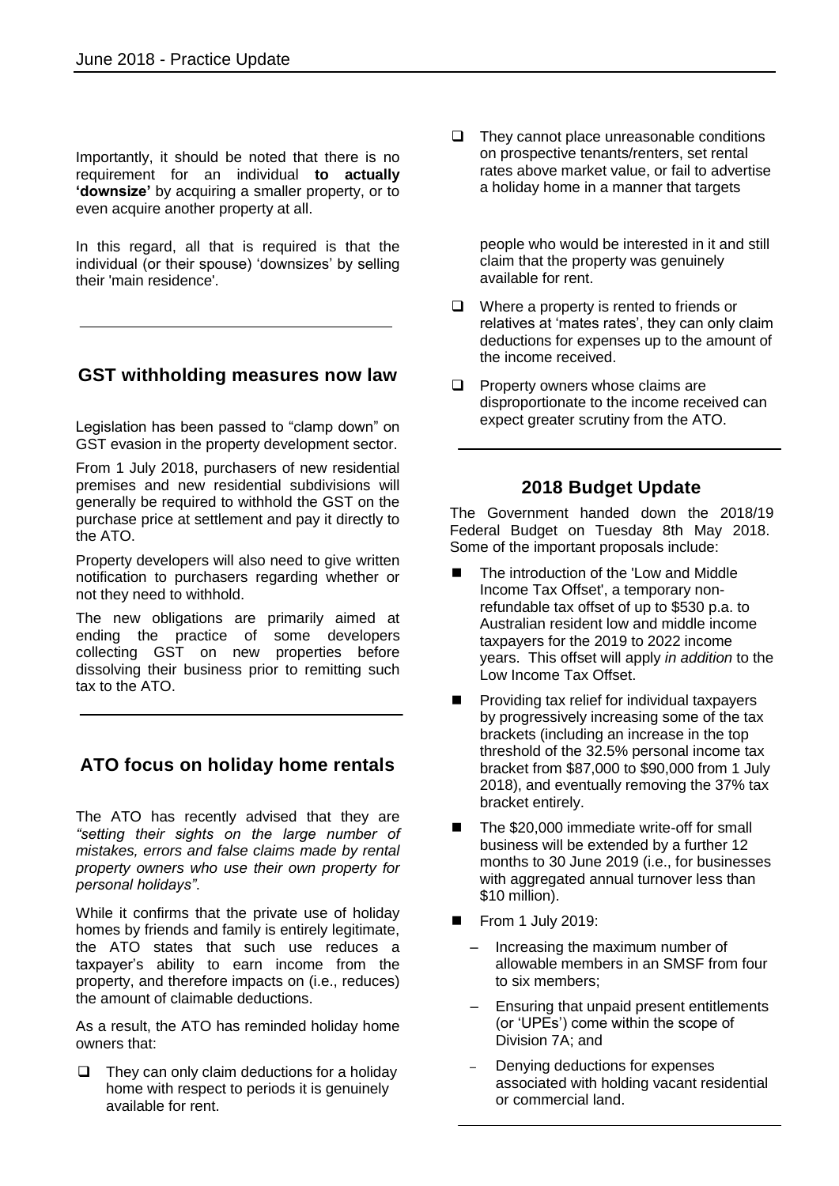Importantly, it should be noted that there is no requirement for an individual **to actually 'downsize'** by acquiring a smaller property, or to even acquire another property at all.

In this regard, all that is required is that the individual (or their spouse) 'downsizes' by selling their 'main residence'.

## GST withholding measures now law

Legislation has been passed to "clamp down" on GST evasion in the property development sector.

From 1 July 2018, purchasers of new residential premises and new residential subdivisions will generally be required to withhold the GST on the purchase price at settlement and pay it directly to the ATO.

Property developers will also need to give written notification to purchasers regarding whether or not they need to withhold.

The new obligations are primarily aimed at ending the practice of some developers collecting GST on new properties before dissolving their business prior to remitting such tax to the ATO.

## ATO focus on holiday home rentals

The ATO has recently advised that they are *"setting their sights on the large number of mistakes, errors and false claims made by rental property owners who use their own property for personal holidays"*.

While it confirms that the private use of holiday homes by friends and family is entirely legitimate, the ATO states that such use reduces a taxpayer's ability to earn income from the property, and therefore impacts on (i.e., reduces) the amount of claimable deductions.

As a result, the ATO has reminded holiday home owners that:

- They can only claim deductions for a holiday home with respect to periods it is genuinely available for rent.
- They cannot place unreasonable conditions on prospective tenants/renters, set rental rates above market value, or fail to advertise a holiday home in a manner that targets people who would be interested in it and still claim that the property was genuinely available for rent.
- Where a property is rented to friends or relatives at 'mates rates', they can only claim deductions for expenses up to the amount of the income received.
- Property owners whose claims are disproportionate to the income received can expect greater scrutiny from the ATO.

## 2018 Budget Update

The Government handed down the 2018/19 Federal Budget on Tuesday 8th May 2018. Some of the important proposals include:

- The introduction of the 'Low and Middle Income Tax Offset', a temporary non-refundable tax offset of up to $530 p.a. to Australian resident low and middle income taxpayers for the 2019 to 2022 income years. This offset will apply *in addition* to the Low Income Tax Offset.
- Providing tax relief for individual taxpayers by progressively increasing some of the tax brackets (including an increase in the top threshold of the 32.5% personal income tax bracket from $87,000 to $90,000 from 1 July 2018), and eventually removing the 37% tax bracket entirely.
- The $20,000 immediate write-off for small business will be extended by a further 12 months to 30 June 2019 (i.e., for businesses with aggregated annual turnover less than $10 million).
- From 1 July 2019:
  - Increasing the maximum number of allowable members in an SMSF from four to six members;
  - Ensuring that unpaid present entitlements (or 'UPEs') come within the scope of Division 7A; and
  - Denying deductions for expenses associated with holding vacant residential or commercial land.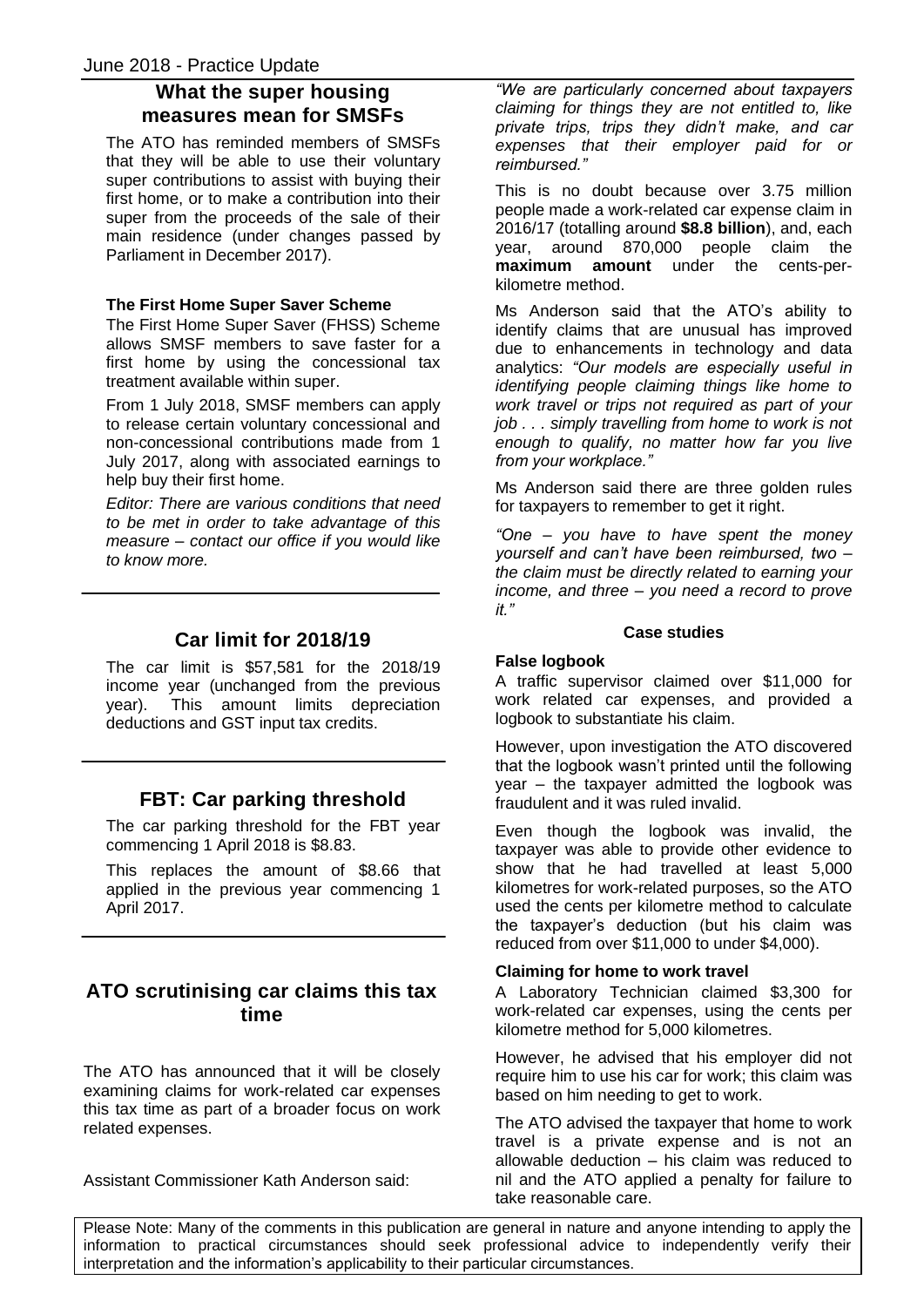## What the super housing measures mean for SMSFs

The ATO has reminded members of SMSFs that they will be able to use their voluntary super contributions to assist with buying their first home, or to make a contribution into their super from the proceeds of the sale of their main residence (under changes passed by Parliament in December 2017).

**The First Home Super Saver Scheme**

The First Home Super Saver (FHSS) Scheme allows SMSF members to save faster for a first home by using the concessional tax treatment available within super.

From 1 July 2018, SMSF members can apply to release certain voluntary concessional and non-concessional contributions made from 1 July 2017, along with associated earnings to help buy their first home.

*Editor: There are various conditions that need to be met in order to take advantage of this measure – contact our office if you would like to know more.*

## Car limit for 2018/19

The car limit is $57,581 for the 2018/19 income year (unchanged from the previous year). This amount limits depreciation deductions and GST input tax credits.

## FBT: Car parking threshold

The car parking threshold for the FBT year commencing 1 April 2018 is $8.83.

This replaces the amount of $8.66 that applied in the previous year commencing 1 April 2017.

## ATO scrutinising car claims this tax time

The ATO has announced that it will be closely examining claims for work-related car expenses this tax time as part of a broader focus on work related expenses.

Assistant Commissioner Kath Anderson said:

*"We are particularly concerned about taxpayers claiming for things they are not entitled to, like private trips, trips they didn't make, and car expenses that their employer paid for or reimbursed."*

This is no doubt because over 3.75 million people made a work-related car expense claim in 2016/17 (totalling around **$8.8 billion**), and, each year, around 870,000 people claim the **maximum amount** under the cents-per-kilometre method.

Ms Anderson said that the ATO's ability to identify claims that are unusual has improved due to enhancements in technology and data analytics: *"Our models are especially useful in identifying people claiming things like home to work travel or trips not required as part of your job . . . simply travelling from home to work is not enough to qualify, no matter how far you live from your workplace."*

Ms Anderson said there are three golden rules for taxpayers to remember to get it right.

*"One – you have to have spent the money yourself and can't have been reimbursed, two – the claim must be directly related to earning your income, and three – you need a record to prove it."*

**Case studies**

**False logbook**

A traffic supervisor claimed over $11,000 for work related car expenses, and provided a logbook to substantiate his claim.

However, upon investigation the ATO discovered that the logbook wasn't printed until the following year – the taxpayer admitted the logbook was fraudulent and it was ruled invalid.

Even though the logbook was invalid, the taxpayer was able to provide other evidence to show that he had travelled at least 5,000 kilometres for work-related purposes, so the ATO used the cents per kilometre method to calculate the taxpayer's deduction (but his claim was reduced from over $11,000 to under $4,000).

**Claiming for home to work travel**

A Laboratory Technician claimed $3,300 for work-related car expenses, using the cents per kilometre method for 5,000 kilometres.

However, he advised that his employer did not require him to use his car for work; this claim was based on him needing to get to work.

The ATO advised the taxpayer that home to work travel is a private expense and is not an allowable deduction – his claim was reduced to nil and the ATO applied a penalty for failure to take reasonable care.

Please Note: Many of the comments in this publication are general in nature and anyone intending to apply the information to practical circumstances should seek professional advice to independently verify their interpretation and the information's applicability to their particular circumstances.